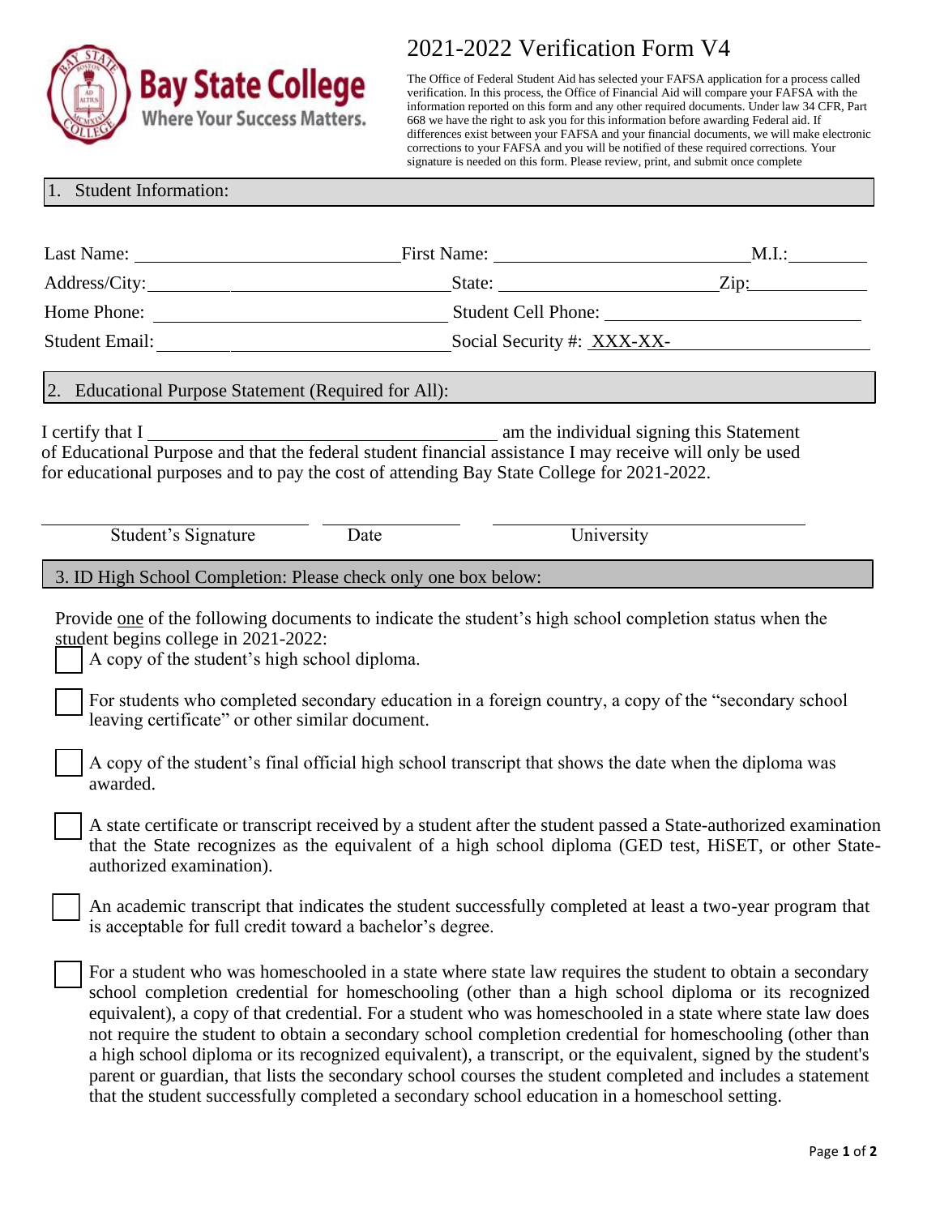# 2021-2022 Verification Form V4

**Bay State College**
Where Your Success Matters.

The Office of Federal Student Aid has selected your FAFSA application for a process called verification. In this process, the Office of Financial Aid will compare your FAFSA with the information reported on this form and any other required documents. Under law 34 CFR, Part 668 we have the right to ask you for this information before awarding Federal aid. If differences exist between your FAFSA and your financial documents, we will make electronic corrections to your FAFSA and you will be notified of these required corrections. Your signature is needed on this form. Please review, print, and submit once complete

## 1. Student Information:

Last Name: ____________________ First Name: ____________________ M.I.: ________

Address/City: ____________________ State: ____________________ Zip: ________

Home Phone: ____________________ Student Cell Phone: ____________________

Student Email: ____________________ Social Security #: XXX-XX-________

## 2. Educational Purpose Statement (Required for All):

I certify that I ______________________________ am the individual signing this Statement of Educational Purpose and that the federal student financial assistance I may receive will only be used for educational purposes and to pay the cost of attending Bay State College for 2021-2022.

______________________ ____________ ______________________
Student's Signature Date University

## 3. ID High School Completion: Please check only one box below:

Provide one of the following documents to indicate the student's high school completion status when the student begins college in 2021-2022:

- ☐ A copy of the student's high school diploma.
- ☐ For students who completed secondary education in a foreign country, a copy of the "secondary school leaving certificate" or other similar document.
- ☐ A copy of the student's final official high school transcript that shows the date when the diploma was awarded.
- ☐ A state certificate or transcript received by a student after the student passed a State-authorized examination that the State recognizes as the equivalent of a high school diploma (GED test, HiSET, or other State-authorized examination).
- ☐ An academic transcript that indicates the student successfully completed at least a two-year program that is acceptable for full credit toward a bachelor's degree.
- ☐ For a student who was homeschooled in a state where state law requires the student to obtain a secondary school completion credential for homeschooling (other than a high school diploma or its recognized equivalent), a copy of that credential. For a student who was homeschooled in a state where state law does not require the student to obtain a secondary school completion credential for homeschooling (other than a high school diploma or its recognized equivalent), a transcript, or the equivalent, signed by the student's parent or guardian, that lists the secondary school courses the student completed and includes a statement that the student successfully completed a secondary school education in a homeschool setting.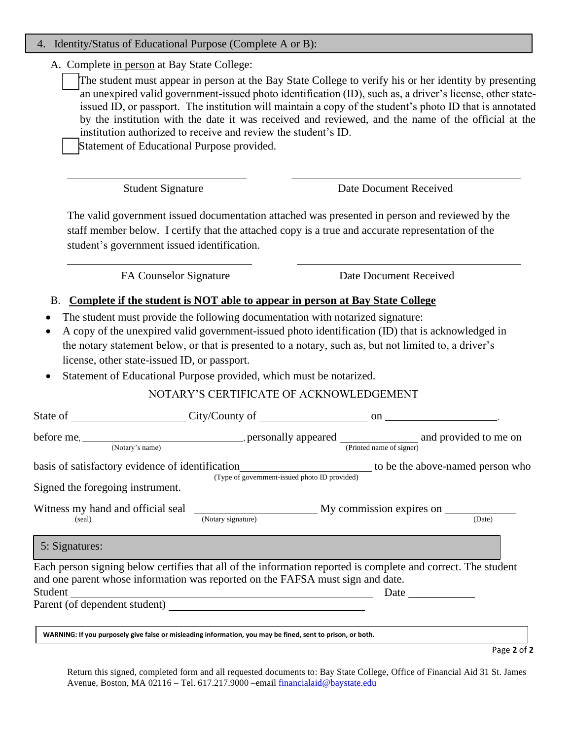## 4. Identity/Status of Educational Purpose (Complete A or B):

A. Complete <u>in person</u> at Bay State College:

☐ The student must appear in person at the Bay State College to verify his or her identity by presenting an unexpired valid government-issued photo identification (ID), such as, a driver's license, other state-issued ID, or passport. The institution will maintain a copy of the student's photo ID that is annotated by the institution with the date it was received and reviewed, and the name of the official at the institution authorized to receive and review the student's ID.

☐ Statement of Educational Purpose provided.

\_\_\_\_\_\_\_\_\_\_\_\_\_\_\_\_\_\_\_\_\_\_\_\_\_\_\_\_\_\_ &nbsp;&nbsp;&nbsp;&nbsp; \_\_\_\_\_\_\_\_\_\_\_\_\_\_\_\_\_\_\_\_\_\_\_\_\_\_\_\_\_\_

Student Signature &nbsp;&nbsp;&nbsp;&nbsp; Date Document Received

The valid government issued documentation attached was presented in person and reviewed by the staff member below. I certify that the attached copy is a true and accurate representation of the student's government issued identification.

\_\_\_\_\_\_\_\_\_\_\_\_\_\_\_\_\_\_\_\_\_\_\_\_\_\_\_\_\_\_ &nbsp;&nbsp;&nbsp;&nbsp; \_\_\_\_\_\_\_\_\_\_\_\_\_\_\_\_\_\_\_\_\_\_\_\_\_\_\_\_\_\_

FA Counselor Signature &nbsp;&nbsp;&nbsp;&nbsp; Date Document Received

B. **<u>Complete if the student is NOT able to appear in person at Bay State College</u>**

- The student must provide the following documentation with notarized signature:
- A copy of the unexpired valid government-issued photo identification (ID) that is acknowledged in the notary statement below, or that is presented to a notary, such as, but not limited to, a driver's license, other state-issued ID, or passport.
- Statement of Educational Purpose provided, which must be notarized.

NOTARY'S CERTIFICATE OF ACKNOWLEDGEMENT

State of \_\_\_\_\_\_\_\_\_\_\_\_\_\_\_\_\_\_\_\_ City/County of \_\_\_\_\_\_\_\_\_\_\_\_\_\_\_\_\_\_\_\_ on \_\_\_\_\_\_\_\_\_\_\_\_\_\_\_\_\_\_\_\_,

before me, \_\_\_\_\_\_\_\_\_\_\_\_\_\_\_\_\_\_\_\_\_\_\_\_\_\_ (Notary's name), personally appeared \_\_\_\_\_\_\_\_\_\_\_\_\_\_ (Printed name of signer) and provided to me on

basis of satisfactory evidence of identification \_\_\_\_\_\_\_\_\_\_\_\_\_\_\_\_\_\_\_\_\_\_\_\_ (Type of government-issued photo ID provided) to be the above-named person who

Signed the foregoing instrument.

Witness my hand and official seal (seal) \_\_\_\_\_\_\_\_\_\_\_\_\_\_\_\_\_\_\_\_\_\_ (Notary signature) My commission expires on \_\_\_\_\_\_\_\_\_\_\_\_ (Date)

## 5: Signatures:

Each person signing below certifies that all of the information reported is complete and correct. The student and one parent whose information was reported on the FAFSA must sign and date.

Student \_\_\_\_\_\_\_\_\_\_\_\_\_\_\_\_\_\_\_\_\_\_\_\_\_\_\_\_\_\_\_\_\_\_\_\_\_\_\_\_\_\_\_\_\_\_\_\_\_\_\_\_ Date \_\_\_\_\_\_\_\_\_\_\_\_

Parent (of dependent student) \_\_\_\_\_\_\_\_\_\_\_\_\_\_\_\_\_\_\_\_\_\_\_\_\_\_\_\_\_\_\_\_\_\_\_\_

**WARNING: If you purposely give false or misleading information, you may be fined, sent to prison, or both.**

Return this signed, completed form and all requested documents to: Bay State College, Office of Financial Aid 31 St. James Avenue, Boston, MA 02116 – Tel. 617.217.9000 –email financialaid@baystate.edu